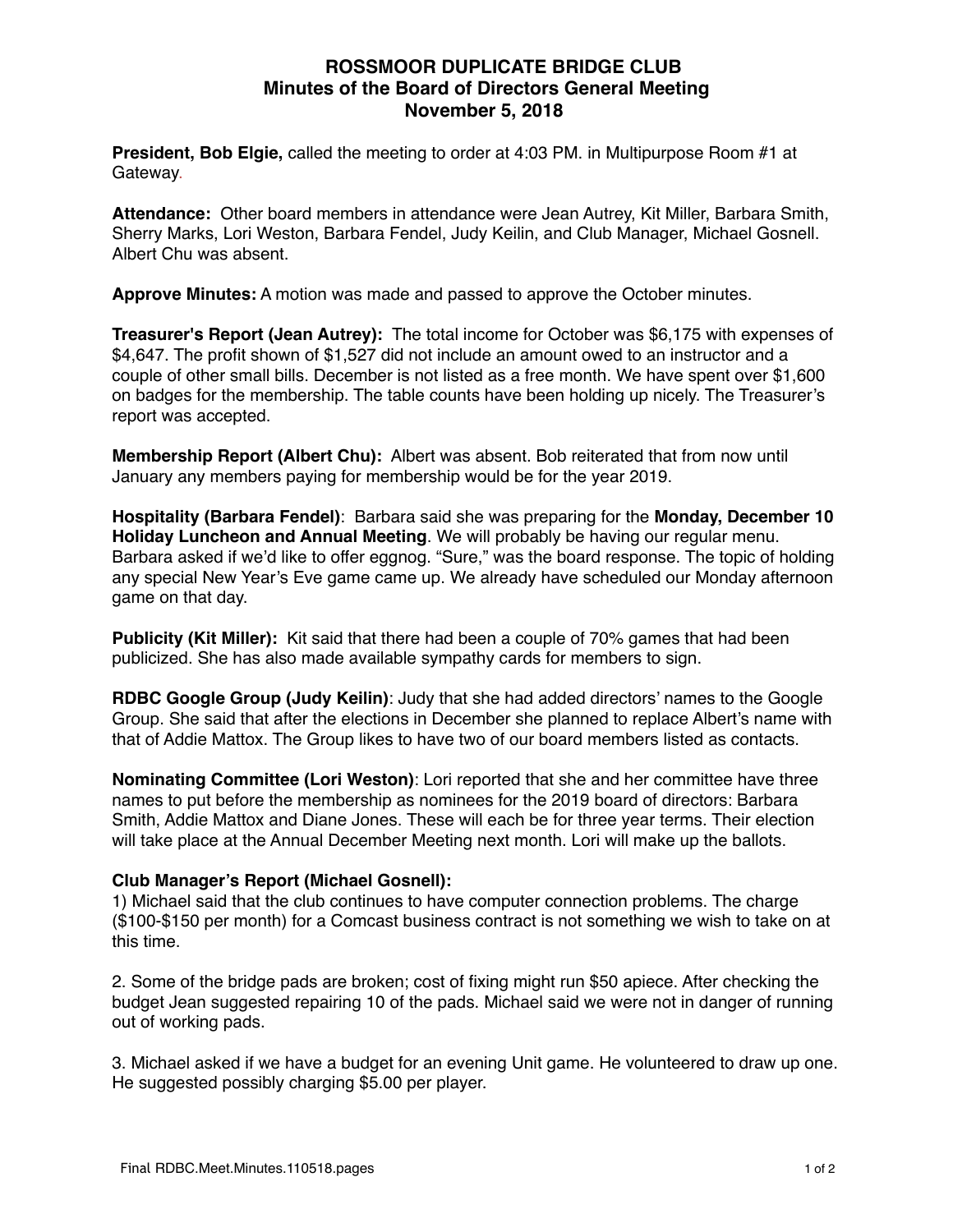# ROSSMOOR DUPLICATE BRIDGE CLUB
## Minutes of the Board of Directors General Meeting
## November 5, 2018

**President, Bob Elgie,** called the meeting to order at 4:03 PM. in Multipurpose Room #1 at Gateway.

**Attendance:** Other board members in attendance were Jean Autrey, Kit Miller, Barbara Smith, Sherry Marks, Lori Weston, Barbara Fendel, Judy Keilin, and Club Manager, Michael Gosnell. Albert Chu was absent.

**Approve Minutes:** A motion was made and passed to approve the October minutes.

**Treasurer's Report (Jean Autrey):** The total income for October was $6,175 with expenses of $4,647. The profit shown of $1,527 did not include an amount owed to an instructor and a couple of other small bills. December is not listed as a free month. We have spent over $1,600 on badges for the membership. The table counts have been holding up nicely. The Treasurer's report was accepted.

**Membership Report (Albert Chu):** Albert was absent. Bob reiterated that from now until January any members paying for membership would be for the year 2019.

**Hospitality (Barbara Fendel)**: Barbara said she was preparing for the **Monday, December 10 Holiday Luncheon and Annual Meeting**. We will probably be having our regular menu. Barbara asked if we'd like to offer eggnog. "Sure," was the board response. The topic of holding any special New Year's Eve game came up. We already have scheduled our Monday afternoon game on that day.

**Publicity (Kit Miller):** Kit said that there had been a couple of 70% games that had been publicized. She has also made available sympathy cards for members to sign.

**RDBC Google Group (Judy Keilin)**: Judy that she had added directors' names to the Google Group. She said that after the elections in December she planned to replace Albert's name with that of Addie Mattox. The Group likes to have two of our board members listed as contacts.

**Nominating Committee (Lori Weston)**: Lori reported that she and her committee have three names to put before the membership as nominees for the 2019 board of directors: Barbara Smith, Addie Mattox and Diane Jones. These will each be for three year terms. Their election will take place at the Annual December Meeting next month. Lori will make up the ballots.

**Club Manager's Report (Michael Gosnell):**

1) Michael said that the club continues to have computer connection problems. The charge ($100-$150 per month) for a Comcast business contract is not something we wish to take on at this time.

2. Some of the bridge pads are broken; cost of fixing might run $50 apiece. After checking the budget Jean suggested repairing 10 of the pads. Michael said we were not in danger of running out of working pads.

3. Michael asked if we have a budget for an evening Unit game. He volunteered to draw up one. He suggested possibly charging $5.00 per player.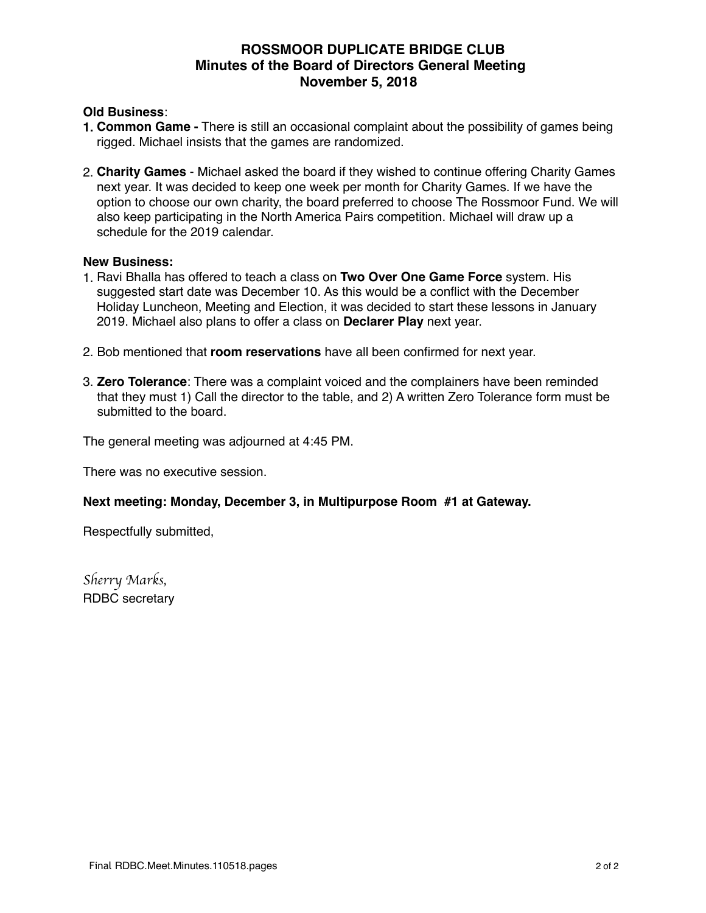# ROSSMOOR DUPLICATE BRIDGE CLUB
## Minutes of the Board of Directors General Meeting
## November 5, 2018

**Old Business**:

1. **Common Game -** There is still an occasional complaint about the possibility of games being rigged. Michael insists that the games are randomized.

2. **Charity Games** - Michael asked the board if they wished to continue offering Charity Games next year. It was decided to keep one week per month for Charity Games. If we have the option to choose our own charity, the board preferred to choose The Rossmoor Fund. We will also keep participating in the North America Pairs competition. Michael will draw up a schedule for the 2019 calendar.

**New Business:**

1. Ravi Bhalla has offered to teach a class on **Two Over One Game Force** system. His suggested start date was December 10. As this would be a conflict with the December Holiday Luncheon, Meeting and Election, it was decided to start these lessons in January 2019. Michael also plans to offer a class on **Declarer Play** next year.

2. Bob mentioned that **room reservations** have all been confirmed for next year.

3. **Zero Tolerance**: There was a complaint voiced and the complainers have been reminded that they must 1) Call the director to the table, and 2) A written Zero Tolerance form must be submitted to the board.

The general meeting was adjourned at 4:45 PM.

There was no executive session.

**Next meeting: Monday, December 3, in Multipurpose Room #1 at Gateway.**

Respectfully submitted,

*Sherry Marks,*
RDBC secretary